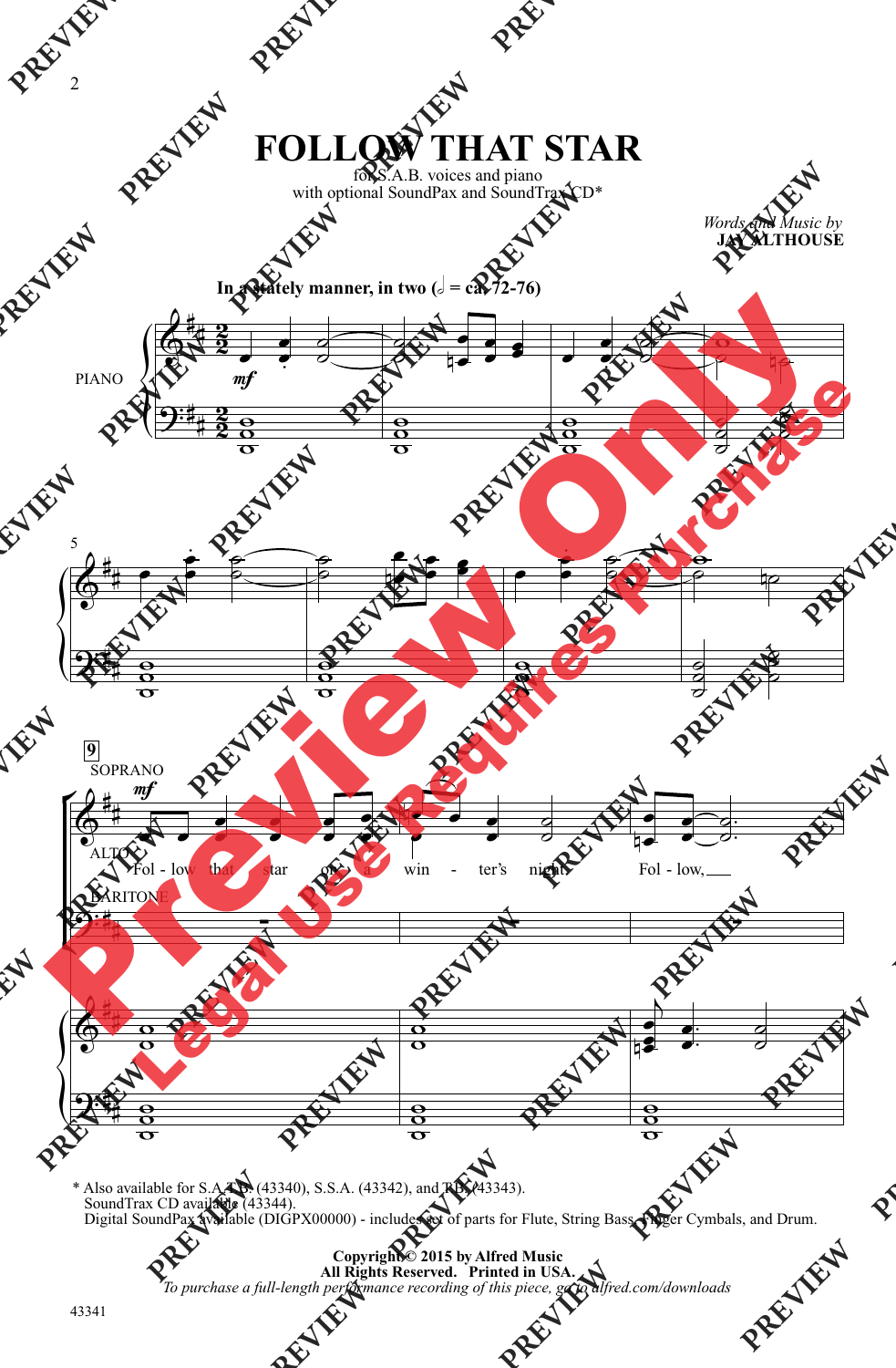# FOLLOW THAT STAR

for S.A.B. voices and piano
with optional SoundPax and SoundTrax CD*

*Words and Music by*
**JAY ALTHOUSE**

**In a stately manner, in two (𝅗𝅥 = ca. 72-76)**

PIANO

*mf*

SOPRANO

ALTO

BARITONE

*mf*

Fol - low that star on a win - ter's night. Fol - low,

\* Also available for S.A.T.B. (43340), S.S.A. (43342), and T.B. (43343).
SoundTrax CD available (43344).
Digital SoundPax available (DIGPX00000) - includes set of parts for Flute, String Bass, Finger Cymbals, and Drum.

**Copyright © 2015 by Alfred Music**
**All Rights Reserved. Printed in USA.**
*To purchase a full-length performance recording of this piece, go to alfred.com/downloads*

43341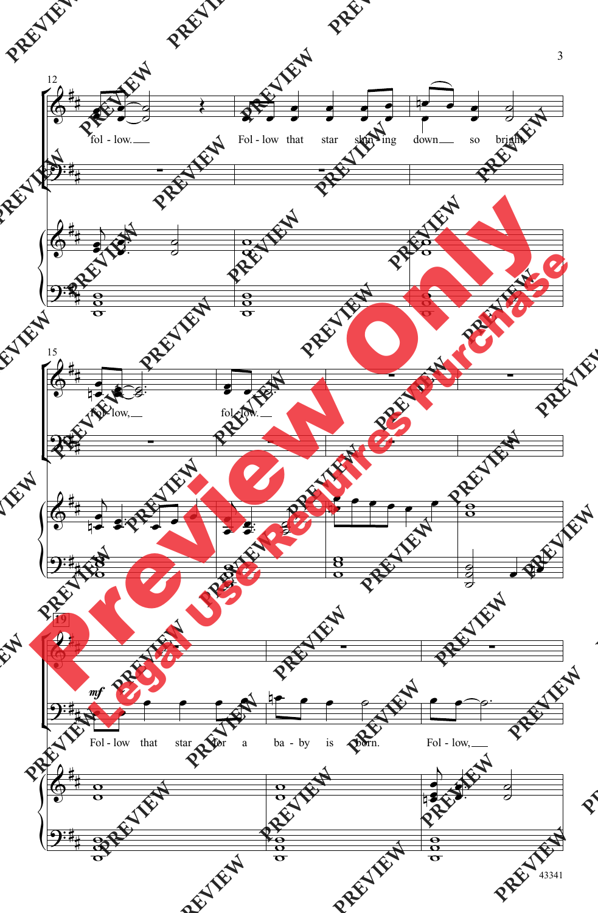12

fol - low.

Fol - low that star shin - ing down so bright.

15

Fol - low,

fol - low.

19

*mf*

Fol - low that star for a ba - by is born.

Fol - low,

43341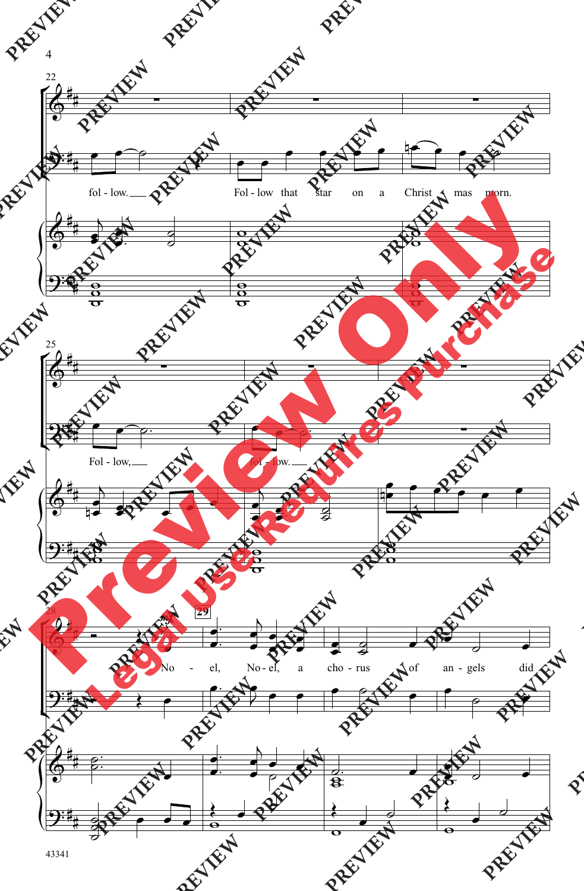22

fol - low.

Fol - low that star on a Christ - mas morn.

25

Fol - low,

fol - low.

28

29

No - el, No - el, a cho - rus of an - gels did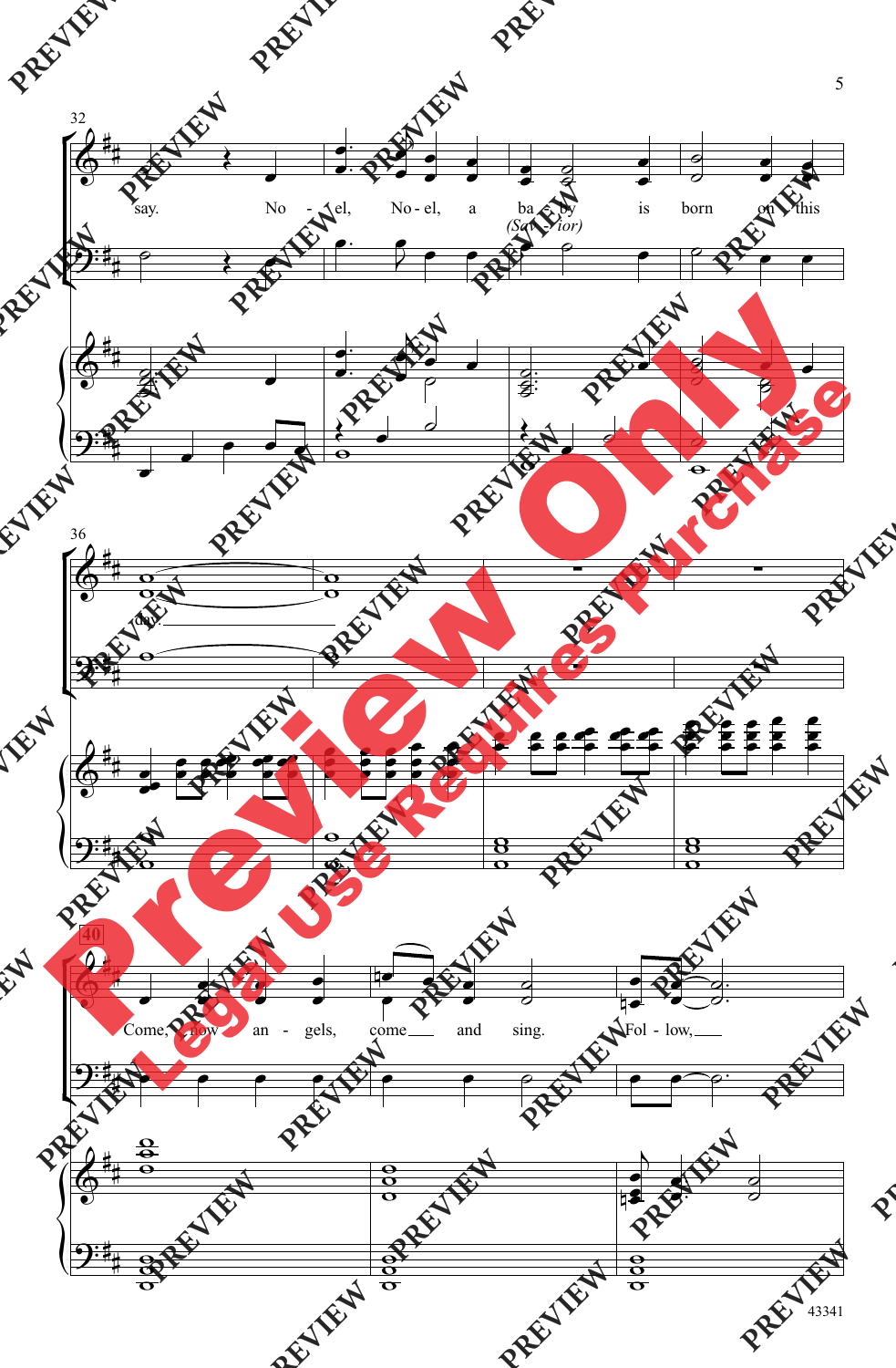say. No - el, No - el, a ba - by is born on this

*(Sav - ior)*

day.

Come, now an - gels, come and sing. Fol - low,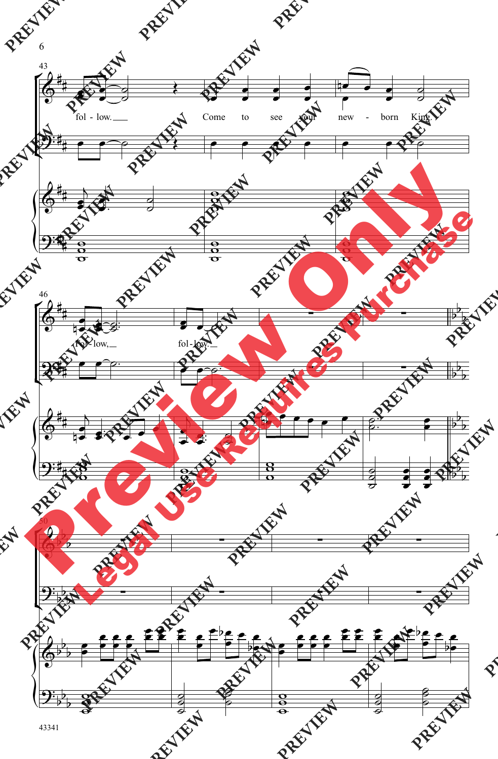fol - low. Come to see your new - born King.

Fol - low, fol - low.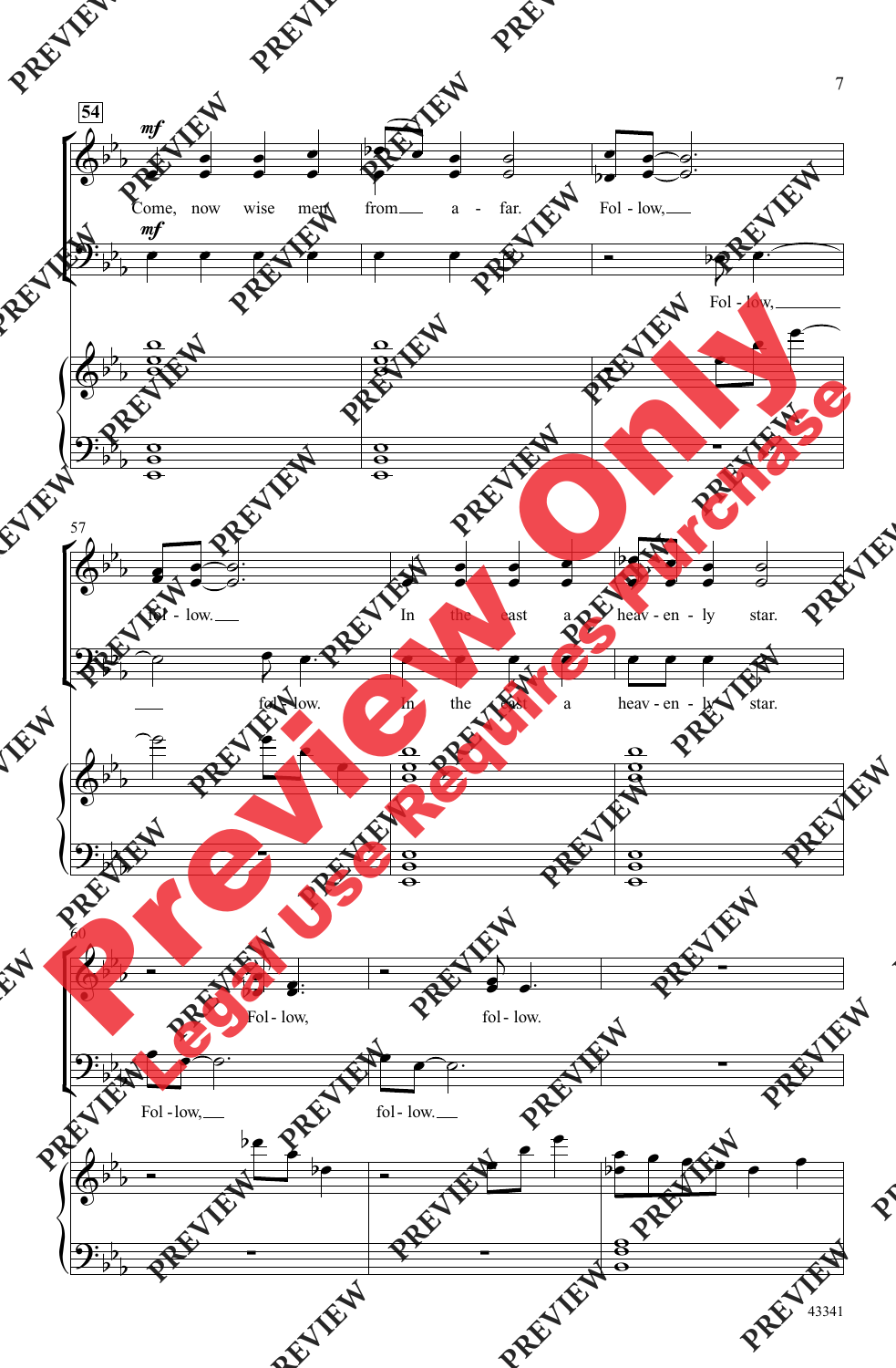54

*mf*

Come, now wise men from a - far. Fol - low,

*mf*

Fol - low,

57

fol - low. In the east a heav - en - ly star.

fol - low. In the east a heav - en - ly star.

60

Fol - low, fol - low.

Fol - low, fol - low.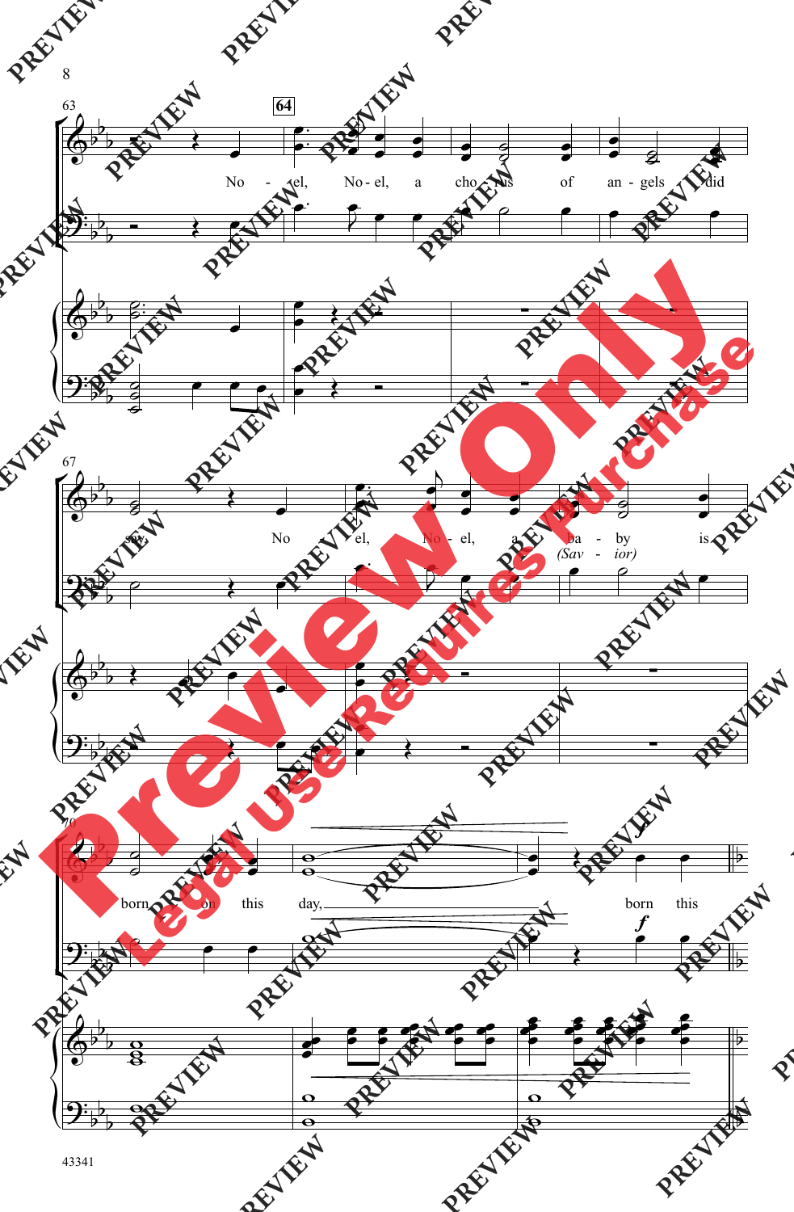63 **64**

No - el, No - el, a cho - rus of an - gels did

67

say, No - el, No - el, a ba - by is
*(Sav - ior)*

70

born on this day, born this

*f*

*f*

43341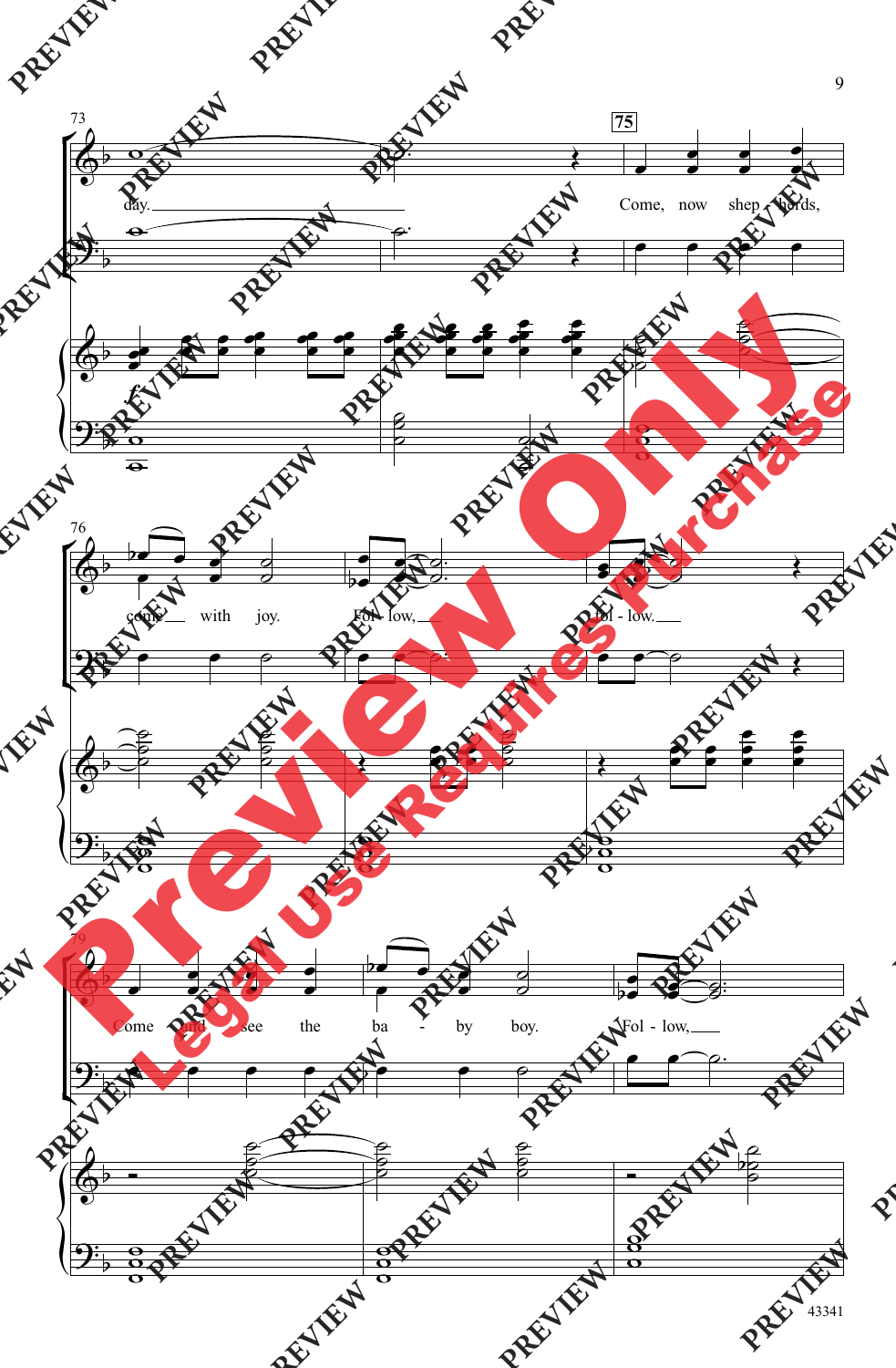73

day.

75

Come, now shep - herds,

*f*

76

come with joy.

Fol - low,

Fol - low.

79

Come and see the ba - by boy.

Fol - low,

Preview Only

Legal Use Requires Purchase

43341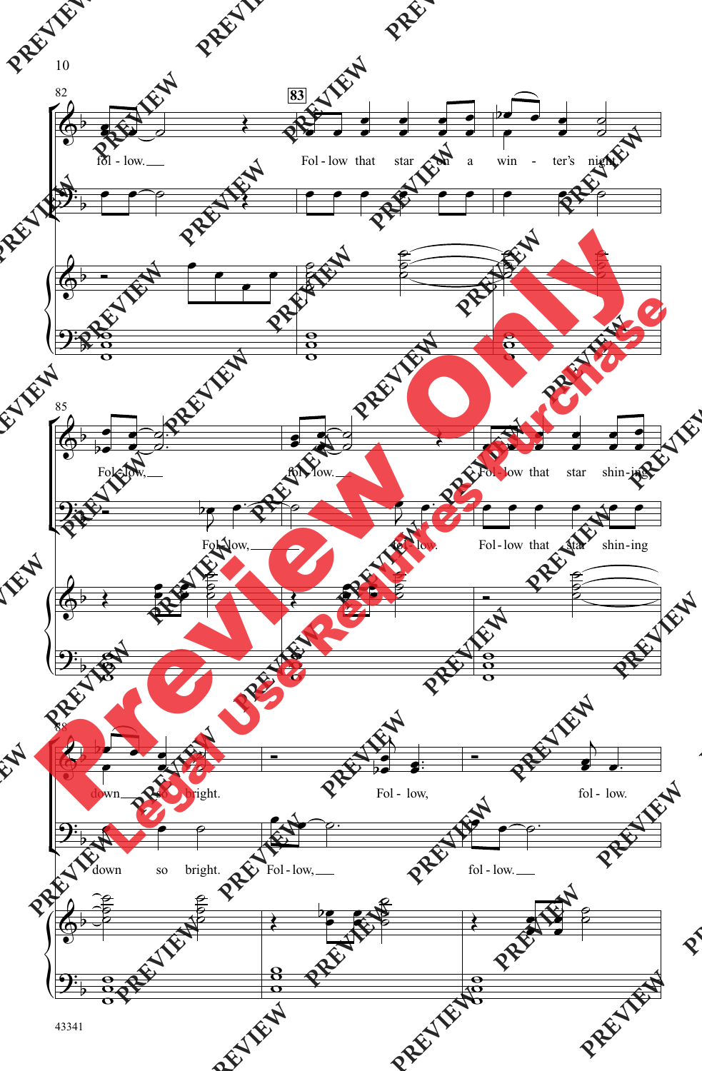fol - low.

Fol - low that star on a win - ter's night.

Fol - low, fol - low. Fol - low that star shin - ing

Fol - low, fol - low. Fol - low that star shin - ing

down so bright. Fol - low, fol - low.

down so bright. Fol - low, fol - low.

43341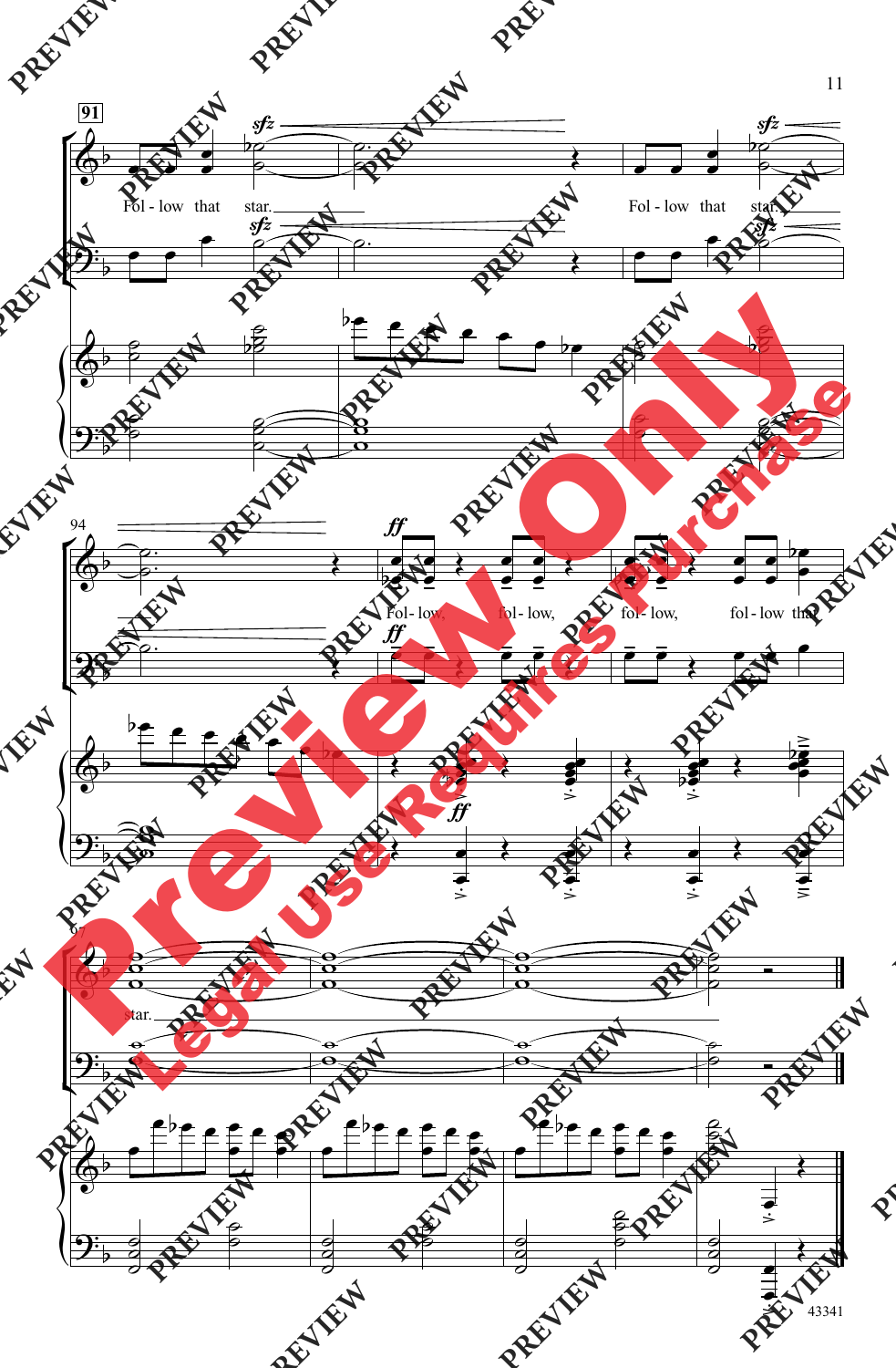91

Fol - low that star.

Fol - low that star.

94

Fol - low, fol - low, fol - low, fol - low that

97

star.